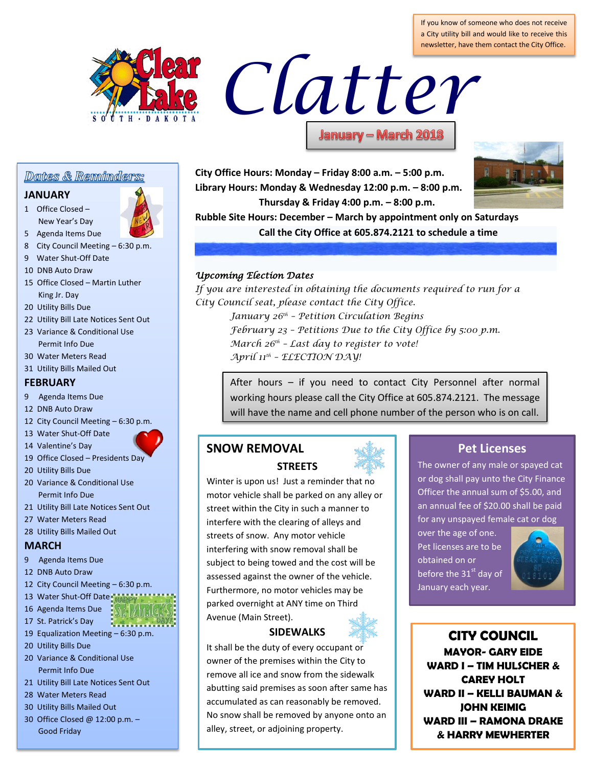If you know of someone who does not receive a City utility bill and would like to receive this newsletter, have them contact the City Office.

# Clear Lake South Dakota Clatter

**January – March 2018**

**City Office Hours: Monday – Friday 8:00 a.m. – 5:00 p.m.**
**Library Hours: Monday & Wednesday 12:00 p.m. – 8:00 p.m.**
**Thursday & Friday 4:00 p.m. – 8:00 p.m.**
**Rubble Site Hours: December – March by appointment only on Saturdays**
**Call the City Office at 605.874.2121 to schedule a time**

## Dates & Reminders:

### JANUARY

- 1 Office Closed – New Year's Day
- 5 Agenda Items Due
- 8 City Council Meeting – 6:30 p.m.
- 9 Water Shut-Off Date
- 10 DNB Auto Draw
- 15 Office Closed – Martin Luther King Jr. Day
- 20 Utility Bills Due
- 22 Utility Bill Late Notices Sent Out
- 23 Variance & Conditional Use Permit Info Due
- 30 Water Meters Read
- 31 Utility Bills Mailed Out

### FEBRUARY

- 9 Agenda Items Due
- 12 DNB Auto Draw
- 12 City Council Meeting – 6:30 p.m.
- 13 Water Shut-Off Date
- 14 Valentine's Day
- 19 Office Closed – Presidents Day
- 20 Utility Bills Due
- 20 Variance & Conditional Use Permit Info Due
- 21 Utility Bill Late Notices Sent Out
- 27 Water Meters Read
- 28 Utility Bills Mailed Out

### MARCH

- 9 Agenda Items Due
- 12 DNB Auto Draw
- 12 City Council Meeting – 6:30 p.m.
- 13 Water Shut-Off Date
- 16 Agenda Items Due
- 17 St. Patrick's Day
- 19 Equalization Meeting – 6:30 p.m.
- 20 Utility Bills Due
- 20 Variance & Conditional Use Permit Info Due
- 21 Utility Bill Late Notices Sent Out
- 28 Water Meters Read
- 30 Utility Bills Mailed Out
- 30 Office Closed @ 12:00 p.m. – Good Friday

## *Upcoming Election Dates*

*If you are interested in obtaining the documents required to run for a City Council seat, please contact the City Office.*

*January 26th – Petition Circulation Begins*
*February 23 – Petitions Due to the City Office by 5:00 p.m.*
*March 26th – Last day to register to vote!*
*April 11th – ELECTION DAY!*

After hours – if you need to contact City Personnel after normal working hours please call the City Office at 605.874.2121. The message will have the name and cell phone number of the person who is on call.

## SNOW REMOVAL

### STREETS

Winter is upon us! Just a reminder that no motor vehicle shall be parked on any alley or street within the City in such a manner to interfere with the clearing of alleys and streets of snow. Any motor vehicle interfering with snow removal shall be subject to being towed and the cost will be assessed against the owner of the vehicle. Furthermore, no motor vehicles may be parked overnight at ANY time on Third Avenue (Main Street).

### SIDEWALKS

It shall be the duty of every occupant or owner of the premises within the City to remove all ice and snow from the sidewalk abutting said premises as soon after same has accumulated as can reasonably be removed. No snow shall be removed by anyone onto an alley, street, or adjoining property.

## Pet Licenses

The owner of any male or spayed cat or dog shall pay unto the City Finance Officer the annual sum of $5.00, and an annual fee of $20.00 shall be paid for any unspayed female cat or dog over the age of one. Pet licenses are to be obtained on or before the 31st day of January each year.

## CITY COUNCIL

**MAYOR- GARY EIDE**
**WARD I – TIM HULSCHER & CAREY HOLT**
**WARD II – KELLI BAUMAN & JOHN KEIMIG**
**WARD III – RAMONA DRAKE & HARRY MEWHERTER**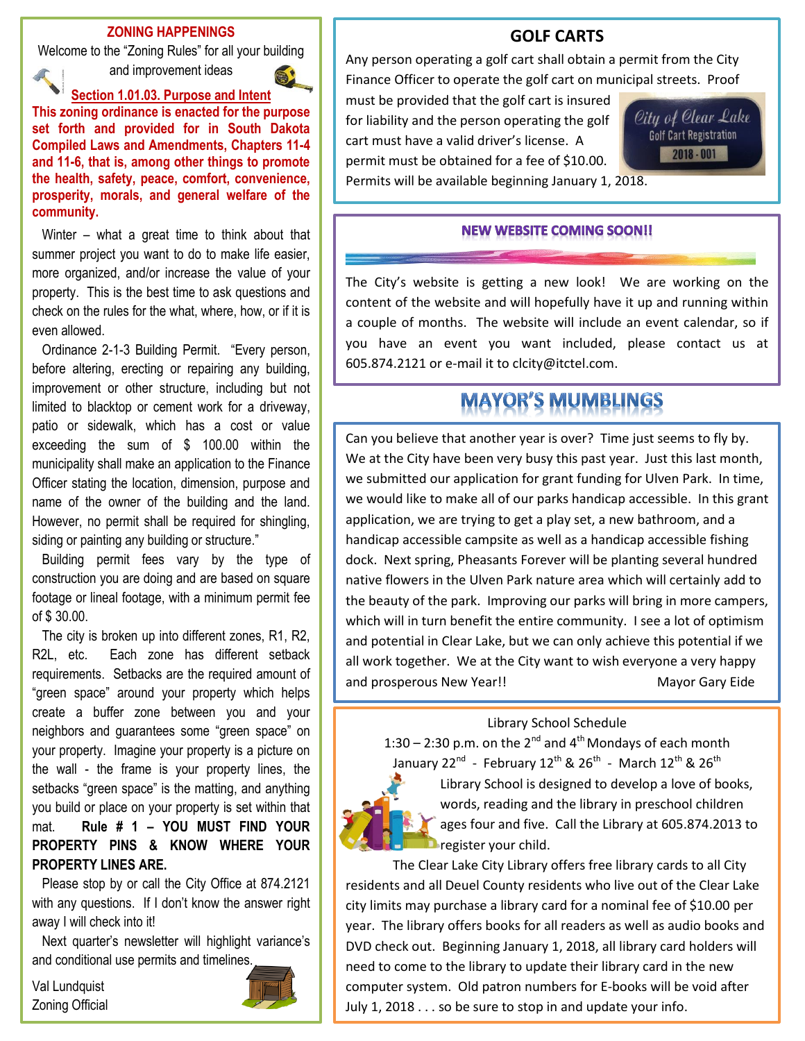## ZONING HAPPENINGS

Welcome to the "Zoning Rules" for all your building and improvement ideas

**Section 1.01.03. Purpose and Intent**

**This zoning ordinance is enacted for the purpose set forth and provided for in South Dakota Compiled Laws and Amendments, Chapters 11-4 and 11-6, that is, among other things to promote the health, safety, peace, comfort, convenience, prosperity, morals, and general welfare of the community.**

Winter – what a great time to think about that summer project you want to do to make life easier, more organized, and/or increase the value of your property. This is the best time to ask questions and check on the rules for the what, where, how, or if it is even allowed.

Ordinance 2-1-3 Building Permit. "Every person, before altering, erecting or repairing any building, improvement or other structure, including but not limited to blacktop or cement work for a driveway, patio or sidewalk, which has a cost or value exceeding the sum of $ 100.00 within the municipality shall make an application to the Finance Officer stating the location, dimension, purpose and name of the owner of the building and the land. However, no permit shall be required for shingling, siding or painting any building or structure."

Building permit fees vary by the type of construction you are doing and are based on square footage or lineal footage, with a minimum permit fee of $ 30.00.

The city is broken up into different zones, R1, R2, R2L, etc. Each zone has different setback requirements. Setbacks are the required amount of "green space" around your property which helps create a buffer zone between you and your neighbors and guarantees some "green space" on your property. Imagine your property is a picture on the wall - the frame is your property lines, the setbacks "green space" is the matting, and anything you build or place on your property is set within that mat. **Rule # 1 – YOU MUST FIND YOUR PROPERTY PINS & KNOW WHERE YOUR PROPERTY LINES ARE.**

Please stop by or call the City Office at 874.2121 with any questions. If I don't know the answer right away I will check into it!

Next quarter's newsletter will highlight variance's and conditional use permits and timelines.

Val Lundquist
Zoning Official

## GOLF CARTS

Any person operating a golf cart shall obtain a permit from the City Finance Officer to operate the golf cart on municipal streets. Proof must be provided that the golf cart is insured for liability and the person operating the golf cart must have a valid driver's license. A permit must be obtained for a fee of $10.00. Permits will be available beginning January 1, 2018.

City of Clear Lake
Golf Cart Registration
2018 - 001

## NEW WEBSITE COMING SOON!!

The City's website is getting a new look! We are working on the content of the website and will hopefully have it up and running within a couple of months. The website will include an event calendar, so if you have an event you want included, please contact us at 605.874.2121 or e-mail it to clcity@itctel.com.

## MAYOR'S MUMBLINGS

Can you believe that another year is over? Time just seems to fly by. We at the City have been very busy this past year. Just this last month, we submitted our application for grant funding for Ulven Park. In time, we would like to make all of our parks handicap accessible. In this grant application, we are trying to get a play set, a new bathroom, and a handicap accessible campsite as well as a handicap accessible fishing dock. Next spring, Pheasants Forever will be planting several hundred native flowers in the Ulven Park nature area which will certainly add to the beauty of the park. Improving our parks will bring in more campers, which will in turn benefit the entire community. I see a lot of optimism and potential in Clear Lake, but we can only achieve this potential if we all work together. We at the City want to wish everyone a very happy and prosperous New Year!!

Mayor Gary Eide

## Library School Schedule

1:30 – 2:30 p.m. on the 2nd and 4th Mondays of each month

January 22nd - February 12th & 26th - March 12th & 26th

Library School is designed to develop a love of books, words, reading and the library in preschool children ages four and five. Call the Library at 605.874.2013 to register your child.

The Clear Lake City Library offers free library cards to all City residents and all Deuel County residents who live out of the Clear Lake city limits may purchase a library card for a nominal fee of $10.00 per year. The library offers books for all readers as well as audio books and DVD check out. Beginning January 1, 2018, all library card holders will need to come to the library to update their library card in the new computer system. Old patron numbers for E-books will be void after July 1, 2018 . . . so be sure to stop in and update your info.